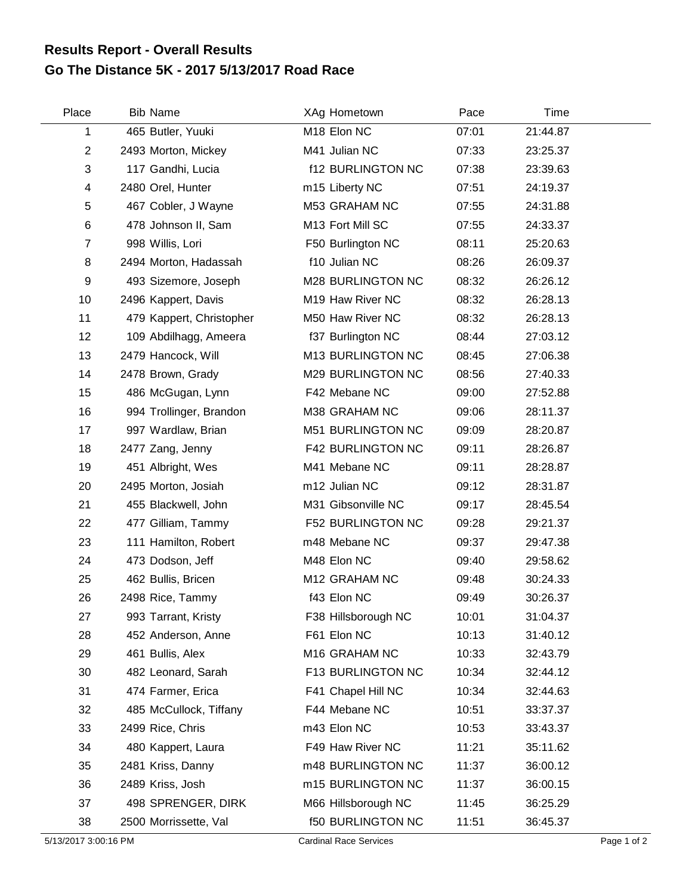# Results Report - Overall Results
## Go The Distance 5K - 2017 5/13/2017 Road Race

| Place | Bib | Name | XAg | Hometown | Pace | Time |
|---|---|---|---|---|---|---|
| 1 | 465 | Butler, Yuuki | M18 | Elon NC | 07:01 | 21:44.87 |
| 2 | 2493 | Morton, Mickey | M41 | Julian NC | 07:33 | 23:25.37 |
| 3 | 117 | Gandhi, Lucia | f12 | BURLINGTON NC | 07:38 | 23:39.63 |
| 4 | 2480 | Orel, Hunter | m15 | Liberty NC | 07:51 | 24:19.37 |
| 5 | 467 | Cobler, J Wayne | M53 | GRAHAM NC | 07:55 | 24:31.88 |
| 6 | 478 | Johnson II, Sam | M13 | Fort Mill SC | 07:55 | 24:33.37 |
| 7 | 998 | Willis, Lori | F50 | Burlington NC | 08:11 | 25:20.63 |
| 8 | 2494 | Morton, Hadassah | f10 | Julian NC | 08:26 | 26:09.37 |
| 9 | 493 | Sizemore, Joseph | M28 | BURLINGTON NC | 08:32 | 26:26.12 |
| 10 | 2496 | Kappert, Davis | M19 | Haw River NC | 08:32 | 26:28.13 |
| 11 | 479 | Kappert, Christopher | M50 | Haw River NC | 08:32 | 26:28.13 |
| 12 | 109 | Abdilhagg, Ameera | f37 | Burlington NC | 08:44 | 27:03.12 |
| 13 | 2479 | Hancock, Will | M13 | BURLINGTON NC | 08:45 | 27:06.38 |
| 14 | 2478 | Brown, Grady | M29 | BURLINGTON NC | 08:56 | 27:40.33 |
| 15 | 486 | McGugan, Lynn | F42 | Mebane NC | 09:00 | 27:52.88 |
| 16 | 994 | Trollinger, Brandon | M38 | GRAHAM NC | 09:06 | 28:11.37 |
| 17 | 997 | Wardlaw, Brian | M51 | BURLINGTON NC | 09:09 | 28:20.87 |
| 18 | 2477 | Zang, Jenny | F42 | BURLINGTON NC | 09:11 | 28:26.87 |
| 19 | 451 | Albright, Wes | M41 | Mebane NC | 09:11 | 28:28.87 |
| 20 | 2495 | Morton, Josiah | m12 | Julian NC | 09:12 | 28:31.87 |
| 21 | 455 | Blackwell, John | M31 | Gibsonville NC | 09:17 | 28:45.54 |
| 22 | 477 | Gilliam, Tammy | F52 | BURLINGTON NC | 09:28 | 29:21.37 |
| 23 | 111 | Hamilton, Robert | m48 | Mebane NC | 09:37 | 29:47.38 |
| 24 | 473 | Dodson, Jeff | M48 | Elon NC | 09:40 | 29:58.62 |
| 25 | 462 | Bullis, Bricen | M12 | GRAHAM NC | 09:48 | 30:24.33 |
| 26 | 2498 | Rice, Tammy | f43 | Elon NC | 09:49 | 30:26.37 |
| 27 | 993 | Tarrant, Kristy | F38 | Hillsborough NC | 10:01 | 31:04.37 |
| 28 | 452 | Anderson, Anne | F61 | Elon NC | 10:13 | 31:40.12 |
| 29 | 461 | Bullis, Alex | M16 | GRAHAM NC | 10:33 | 32:43.79 |
| 30 | 482 | Leonard, Sarah | F13 | BURLINGTON NC | 10:34 | 32:44.12 |
| 31 | 474 | Farmer, Erica | F41 | Chapel Hill NC | 10:34 | 32:44.63 |
| 32 | 485 | McCullock, Tiffany | F44 | Mebane NC | 10:51 | 33:37.37 |
| 33 | 2499 | Rice, Chris | m43 | Elon NC | 10:53 | 33:43.37 |
| 34 | 480 | Kappert, Laura | F49 | Haw River NC | 11:21 | 35:11.62 |
| 35 | 2481 | Kriss, Danny | m48 | BURLINGTON NC | 11:37 | 36:00.12 |
| 36 | 2489 | Kriss, Josh | m15 | BURLINGTON NC | 11:37 | 36:00.15 |
| 37 | 498 | SPRENGER, DIRK | M66 | Hillsborough NC | 11:45 | 36:25.29 |
| 38 | 2500 | Morrissette, Val | f50 | BURLINGTON NC | 11:51 | 36:45.37 |

5/13/2017 3:00:16 PM — Cardinal Race Services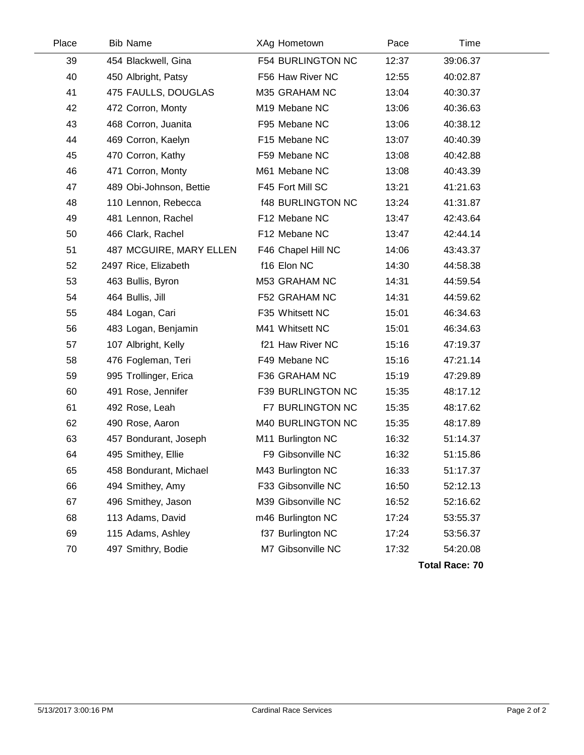| Place | Bib | Name | XAg | Hometown | Pace | Time |
|---|---|---|---|---|---|---|
| 39 | 454 | Blackwell, Gina | F54 | BURLINGTON NC | 12:37 | 39:06.37 |
| 40 | 450 | Albright, Patsy | F56 | Haw River NC | 12:55 | 40:02.87 |
| 41 | 475 | FAULLS, DOUGLAS | M35 | GRAHAM NC | 13:04 | 40:30.37 |
| 42 | 472 | Corron, Monty | M19 | Mebane NC | 13:06 | 40:36.63 |
| 43 | 468 | Corron, Juanita | F95 | Mebane NC | 13:06 | 40:38.12 |
| 44 | 469 | Corron, Kaelyn | F15 | Mebane NC | 13:07 | 40:40.39 |
| 45 | 470 | Corron, Kathy | F59 | Mebane NC | 13:08 | 40:42.88 |
| 46 | 471 | Corron, Monty | M61 | Mebane NC | 13:08 | 40:43.39 |
| 47 | 489 | Obi-Johnson, Bettie | F45 | Fort Mill SC | 13:21 | 41:21.63 |
| 48 | 110 | Lennon, Rebecca | f48 | BURLINGTON NC | 13:24 | 41:31.87 |
| 49 | 481 | Lennon, Rachel | F12 | Mebane NC | 13:47 | 42:43.64 |
| 50 | 466 | Clark, Rachel | F12 | Mebane NC | 13:47 | 42:44.14 |
| 51 | 487 | MCGUIRE, MARY ELLEN | F46 | Chapel Hill NC | 14:06 | 43:43.37 |
| 52 | 2497 | Rice, Elizabeth | f16 | Elon NC | 14:30 | 44:58.38 |
| 53 | 463 | Bullis, Byron | M53 | GRAHAM NC | 14:31 | 44:59.54 |
| 54 | 464 | Bullis, Jill | F52 | GRAHAM NC | 14:31 | 44:59.62 |
| 55 | 484 | Logan, Cari | F35 | Whitsett NC | 15:01 | 46:34.63 |
| 56 | 483 | Logan, Benjamin | M41 | Whitsett NC | 15:01 | 46:34.63 |
| 57 | 107 | Albright, Kelly | f21 | Haw River NC | 15:16 | 47:19.37 |
| 58 | 476 | Fogleman, Teri | F49 | Mebane NC | 15:16 | 47:21.14 |
| 59 | 995 | Trollinger, Erica | F36 | GRAHAM NC | 15:19 | 47:29.89 |
| 60 | 491 | Rose, Jennifer | F39 | BURLINGTON NC | 15:35 | 48:17.12 |
| 61 | 492 | Rose, Leah | F7 | BURLINGTON NC | 15:35 | 48:17.62 |
| 62 | 490 | Rose, Aaron | M40 | BURLINGTON NC | 15:35 | 48:17.89 |
| 63 | 457 | Bondurant, Joseph | M11 | Burlington NC | 16:32 | 51:14.37 |
| 64 | 495 | Smithey, Ellie | F9 | Gibsonville NC | 16:32 | 51:15.86 |
| 65 | 458 | Bondurant, Michael | M43 | Burlington NC | 16:33 | 51:17.37 |
| 66 | 494 | Smithey, Amy | F33 | Gibsonville NC | 16:50 | 52:12.13 |
| 67 | 496 | Smithey, Jason | M39 | Gibsonville NC | 16:52 | 52:16.62 |
| 68 | 113 | Adams, David | m46 | Burlington NC | 17:24 | 53:55.37 |
| 69 | 115 | Adams, Ashley | f37 | Burlington NC | 17:24 | 53:56.37 |
| 70 | 497 | Smithry, Bodie | M7 | Gibsonville NC | 17:32 | 54:20.08 |

**Total Race: 70**

5/13/2017 3:00:16 PM Cardinal Race Services